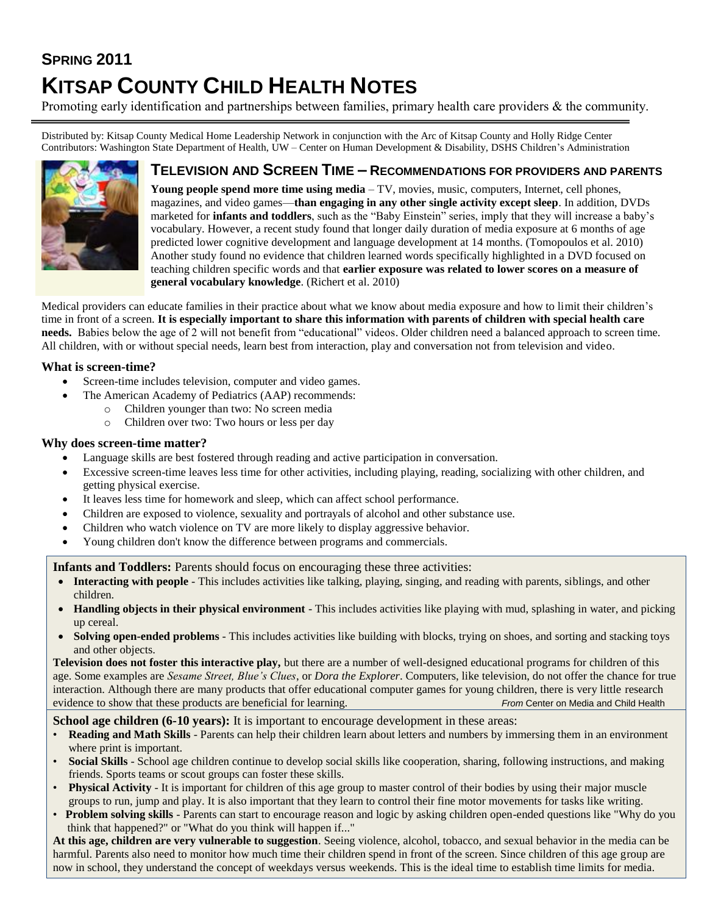**SPRING 2011**

# KITSAP COUNTY CHILD HEALTH NOTES

Promoting early identification and partnerships between families, primary health care providers & the community.

Distributed by: Kitsap County Medical Home Leadership Network in conjunction with the Arc of Kitsap County and Holly Ridge Center
Contributors: Washington State Department of Health, UW – Center on Human Development & Disability, DSHS Children's Administration

## TELEVISION AND SCREEN TIME – RECOMMENDATIONS FOR PROVIDERS AND PARENTS

**Young people spend more time using media** – TV, movies, music, computers, Internet, cell phones, magazines, and video games—**than engaging in any other single activity except sleep**. In addition, DVDs marketed for **infants and toddlers**, such as the "Baby Einstein" series, imply that they will increase a baby's vocabulary. However, a recent study found that longer daily duration of media exposure at 6 months of age predicted lower cognitive development and language development at 14 months. (Tomopoulos et al. 2010) Another study found no evidence that children learned words specifically highlighted in a DVD focused on teaching children specific words and that **earlier exposure was related to lower scores on a measure of general vocabulary knowledge**. (Richert et al. 2010)

Medical providers can educate families in their practice about what we know about media exposure and how to limit their children's time in front of a screen. **It is especially important to share this information with parents of children with special health care needs.** Babies below the age of 2 will not benefit from "educational" videos. Older children need a balanced approach to screen time. All children, with or without special needs, learn best from interaction, play and conversation not from television and video.

### What is screen-time?

- Screen-time includes television, computer and video games.
- The American Academy of Pediatrics (AAP) recommends:
  - Children younger than two: No screen media
  - Children over two: Two hours or less per day

### Why does screen-time matter?

- Language skills are best fostered through reading and active participation in conversation.
- Excessive screen-time leaves less time for other activities, including playing, reading, socializing with other children, and getting physical exercise.
- It leaves less time for homework and sleep, which can affect school performance.
- Children are exposed to violence, sexuality and portrayals of alcohol and other substance use.
- Children who watch violence on TV are more likely to display aggressive behavior.
- Young children don't know the difference between programs and commercials.

**Infants and Toddlers:** Parents should focus on encouraging these three activities:

- **Interacting with people** - This includes activities like talking, playing, singing, and reading with parents, siblings, and other children.
- **Handling objects in their physical environment** - This includes activities like playing with mud, splashing in water, and picking up cereal.
- **Solving open-ended problems** - This includes activities like building with blocks, trying on shoes, and sorting and stacking toys and other objects.

**Television does not foster this interactive play,** but there are a number of well-designed educational programs for children of this age. Some examples are *Sesame Street, Blue's Clues*, or *Dora the Explorer*. Computers, like television, do not offer the chance for true interaction. Although there are many products that offer educational computer games for young children, there is very little research evidence to show that these products are beneficial for learning. *From* Center on Media and Child Health

**School age children (6-10 years):** It is important to encourage development in these areas:

- **Reading and Math Skills** - Parents can help their children learn about letters and numbers by immersing them in an environment where print is important.
- **Social Skills** - School age children continue to develop social skills like cooperation, sharing, following instructions, and making friends. Sports teams or scout groups can foster these skills.
- **Physical Activity** - It is important for children of this age group to master control of their bodies by using their major muscle groups to run, jump and play. It is also important that they learn to control their fine motor movements for tasks like writing.
- **Problem solving skills** - Parents can start to encourage reason and logic by asking children open-ended questions like "Why do you think that happened?" or "What do you think will happen if..."

**At this age, children are very vulnerable to suggestion**. Seeing violence, alcohol, tobacco, and sexual behavior in the media can be harmful. Parents also need to monitor how much time their children spend in front of the screen. Since children of this age group are now in school, they understand the concept of weekdays versus weekends. This is the ideal time to establish time limits for media.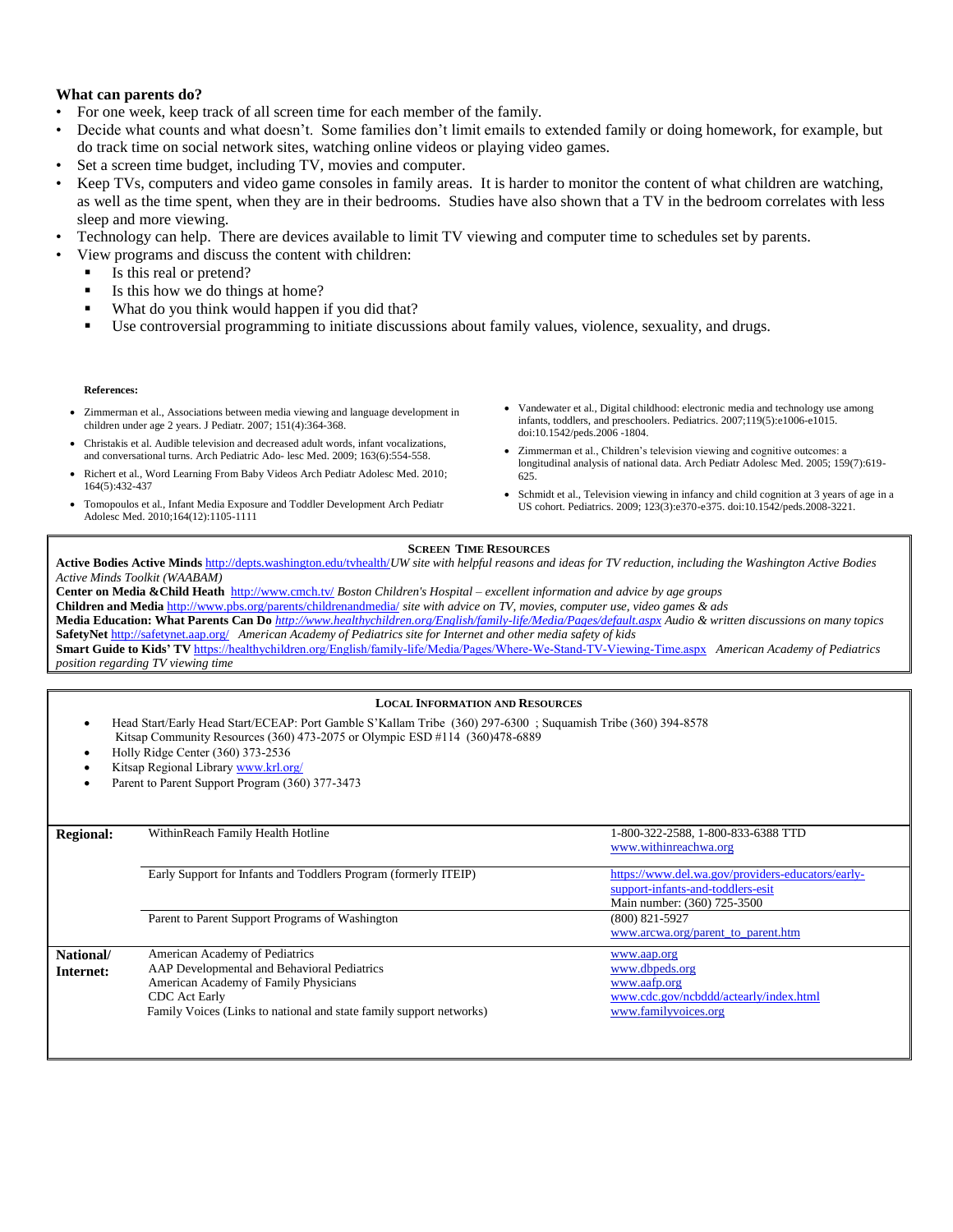**What can parents do?**

- For one week, keep track of all screen time for each member of the family.
- Decide what counts and what doesn't. Some families don't limit emails to extended family or doing homework, for example, but do track time on social network sites, watching online videos or playing video games.
- Set a screen time budget, including TV, movies and computer.
- Keep TVs, computers and video game consoles in family areas. It is harder to monitor the content of what children are watching, as well as the time spent, when they are in their bedrooms. Studies have also shown that a TV in the bedroom correlates with less sleep and more viewing.
- Technology can help. There are devices available to limit TV viewing and computer time to schedules set by parents.
- View programs and discuss the content with children:
  - Is this real or pretend?
  - Is this how we do things at home?
  - What do you think would happen if you did that?
  - Use controversial programming to initiate discussions about family values, violence, sexuality, and drugs.

**References:**

- Zimmerman et al., Associations between media viewing and language development in children under age 2 years. J Pediatr. 2007; 151(4):364-368.
- Christakis et al. Audible television and decreased adult words, infant vocalizations, and conversational turns. Arch Pediatric Ado- lesc Med. 2009; 163(6):554-558.
- Richert et al., Word Learning From Baby Videos Arch Pediatr Adolesc Med. 2010; 164(5):432-437
- Tomopoulos et al., Infant Media Exposure and Toddler Development Arch Pediatr Adolesc Med. 2010;164(12):1105-1111
- Vandewater et al., Digital childhood: electronic media and technology use among infants, toddlers, and preschoolers. Pediatrics. 2007;119(5):e1006-e1015. doi:10.1542/peds.2006 -1804.
- Zimmerman et al., Children's television viewing and cognitive outcomes: a longitudinal analysis of national data. Arch Pediatr Adolesc Med. 2005; 159(7):619-625.
- Schmidt et al., Television viewing in infancy and child cognition at 3 years of age in a US cohort. Pediatrics. 2009; 123(3):e370-e375. doi:10.1542/peds.2008-3221.

**SCREEN TIME RESOURCES**

**Active Bodies Active Minds** http://depts.washington.edu/tvhealth/ *UW site with helpful reasons and ideas for TV reduction, including the Washington Active Bodies Active Minds Toolkit (WAABAM)*

**Center on Media &Child Heath** http://www.cmch.tv/ *Boston Children's Hospital – excellent information and advice by age groups*

**Children and Media** http://www.pbs.org/parents/childrenandmedia/ *site with advice on TV, movies, computer use, video games & ads*

**Media Education: What Parents Can Do** *http://www.healthychildren.org/English/family-life/Media/Pages/default.aspx* *Audio & written discussions on many topics*

**SafetyNet** http://safetynet.aap.org/ *American Academy of Pediatrics site for Internet and other media safety of kids*

**Smart Guide to Kids' TV** https://healthychildren.org/English/family-life/Media/Pages/Where-We-Stand-TV-Viewing-Time.aspx *American Academy of Pediatrics position regarding TV viewing time*

**LOCAL INFORMATION AND RESOURCES**

- Head Start/Early Head Start/ECEAP: Port Gamble S'Kallam Tribe (360) 297-6300 ; Suquamish Tribe (360) 394-8578 Kitsap Community Resources (360) 473-2075 or Olympic ESD #114 (360)478-6889
- Holly Ridge Center (360) 373-2536
- Kitsap Regional Library www.krl.org/
- Parent to Parent Support Program (360) 377-3473

| | | |
|---|---|---|
| **Regional:** | WithinReach Family Health Hotline | 1-800-322-2588, 1-800-833-6388 TTD<br>www.withinreachwa.org |
| | Early Support for Infants and Toddlers Program (formerly ITEIP) | https://www.del.wa.gov/providers-educators/early-support-infants-and-toddlers-esit<br>Main number: (360) 725-3500 |
| | Parent to Parent Support Programs of Washington | (800) 821-5927<br>www.arcwa.org/parent_to_parent.htm |
| **National/ Internet:** | American Academy of Pediatrics<br>AAP Developmental and Behavioral Pediatrics<br>American Academy of Family Physicians<br>CDC Act Early<br>Family Voices (Links to national and state family support networks) | www.aap.org<br>www.dbpeds.org<br>www.aafp.org<br>www.cdc.gov/ncbddd/actearly/index.html<br>www.familyvoices.org |